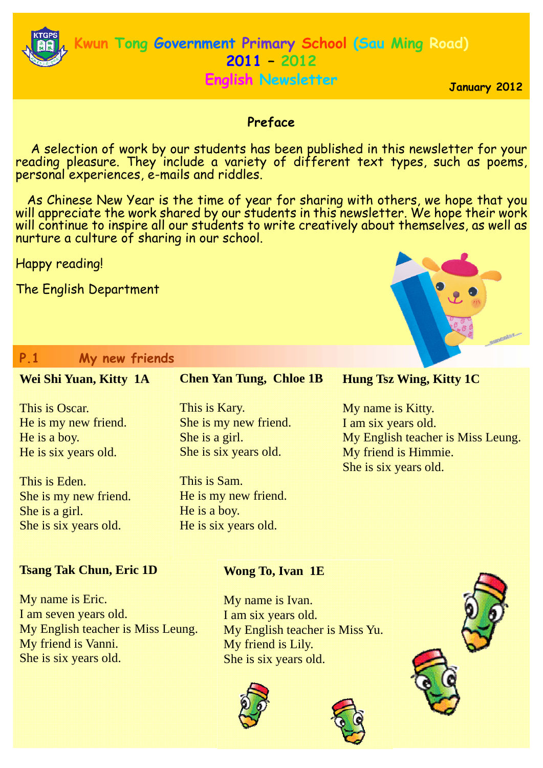# Kwun Tong Government Primary School (Sau Ming Road)

## 2011 – 2012

## English Newsletter

January 2012

### Preface

A selection of work by our students has been published in this newsletter for your reading pleasure. They include a variety of different text types, such as poems, personal experiences, e-mails and riddles.

As Chinese New Year is the time of year for sharing with others, we hope that you will appreciate the work shared by our students in this newsletter. We hope their work will continue to inspire all our students to write creatively about themselves, as well as nurture a culture of sharing in our school.

Happy reading!

The English Department

## P.1 My new friends

**Wei Shi Yuan, Kitty 1A**

This is Oscar.
He is my new friend.
He is a boy.
He is six years old.

This is Eden.
She is my new friend.
She is a girl.
She is six years old.

**Chen Yan Tung, Chloe 1B**

This is Kary.
She is my new friend.
She is a girl.
She is six years old.

This is Sam.
He is my new friend.
He is a boy.
He is six years old.

**Hung Tsz Wing, Kitty 1C**

My name is Kitty.
I am six years old.
My English teacher is Miss Leung.
My friend is Himmie.
She is six years old.

**Tsang Tak Chun, Eric 1D**

My name is Eric.
I am seven years old.
My English teacher is Miss Leung.
My friend is Vanni.
She is six years old.

**Wong To, Ivan 1E**

My name is Ivan.
I am six years old.
My English teacher is Miss Yu.
My friend is Lily.
She is six years old.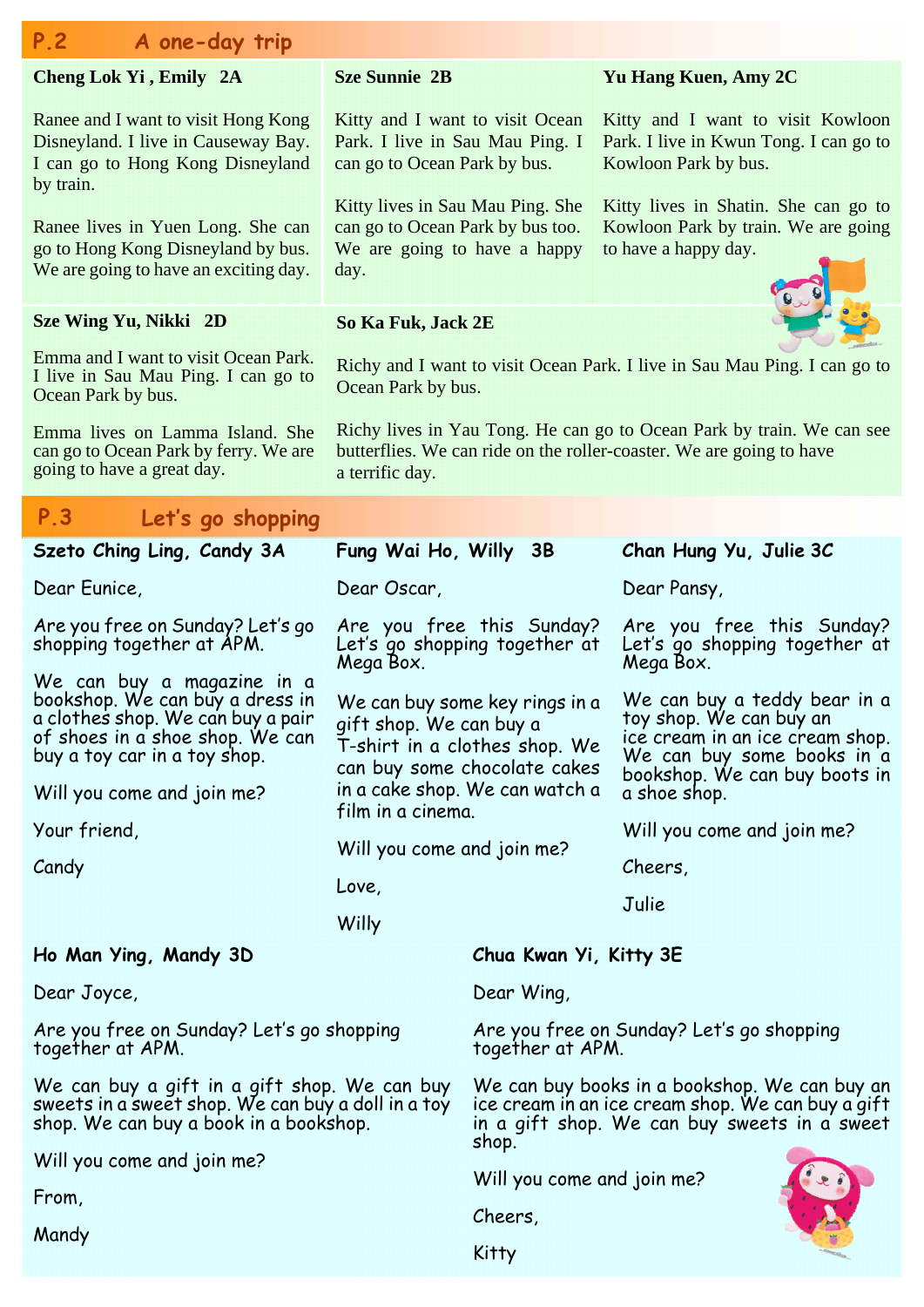## P.2 A one-day trip

### Cheng Lok Yi , Emily 2A

Ranee and I want to visit Hong Kong Disneyland. I live in Causeway Bay. I can go to Hong Kong Disneyland by train.

Ranee lives in Yuen Long. She can go to Hong Kong Disneyland by bus. We are going to have an exciting day.

### Sze Sunnie 2B

Kitty and I want to visit Ocean Park. I live in Sau Mau Ping. I can go to Ocean Park by bus.

Kitty lives in Sau Mau Ping. She can go to Ocean Park by bus too. We are going to have a happy day.

### Yu Hang Kuen, Amy 2C

Kitty and I want to visit Kowloon Park. I live in Kwun Tong. I can go to Kowloon Park by bus.

Kitty lives in Shatin. She can go to Kowloon Park by train. We are going to have a happy day.

### Sze Wing Yu, Nikki 2D

Emma and I want to visit Ocean Park. I live in Sau Mau Ping. I can go to Ocean Park by bus.

Emma lives on Lamma Island. She can go to Ocean Park by ferry. We are going to have a great day.

### So Ka Fuk, Jack 2E

Richy and I want to visit Ocean Park. I live in Sau Mau Ping. I can go to Ocean Park by bus.

Richy lives in Yau Tong. He can go to Ocean Park by train. We can see butterflies. We can ride on the roller-coaster. We are going to have a terrific day.

## P.3 Let's go shopping

### Szeto Ching Ling, Candy 3A

Dear Eunice,

Are you free on Sunday? Let's go shopping together at APM.

We can buy a magazine in a bookshop. We can buy a dress in a clothes shop. We can buy a pair of shoes in a shoe shop. We can buy a toy car in a toy shop.

Will you come and join me?

Your friend,

Candy

### Fung Wai Ho, Willy 3B

Dear Oscar,

Are you free this Sunday? Let's go shopping together at Mega Box.

We can buy some key rings in a gift shop. We can buy a T-shirt in a clothes shop. We can buy some chocolate cakes in a cake shop. We can watch a film in a cinema.

Will you come and join me?

Love,

Willy

### Chan Hung Yu, Julie 3C

Dear Pansy,

Are you free this Sunday? Let's go shopping together at Mega Box.

We can buy a teddy bear in a toy shop. We can buy an ice cream in an ice cream shop. We can buy some books in a bookshop. We can buy boots in a shoe shop.

Will you come and join me?

Cheers,

Julie

### Ho Man Ying, Mandy 3D

Dear Joyce,

Are you free on Sunday? Let's go shopping together at APM.

We can buy a gift in a gift shop. We can buy sweets in a sweet shop. We can buy a doll in a toy shop. We can buy a book in a bookshop.

Will you come and join me?

From,

Mandy

### Chua Kwan Yi, Kitty 3E

Dear Wing,

Are you free on Sunday? Let's go shopping together at APM.

We can buy books in a bookshop. We can buy an ice cream in an ice cream shop. We can buy a gift in a gift shop. We can buy sweets in a sweet shop.

Will you come and join me?

Cheers,

Kitty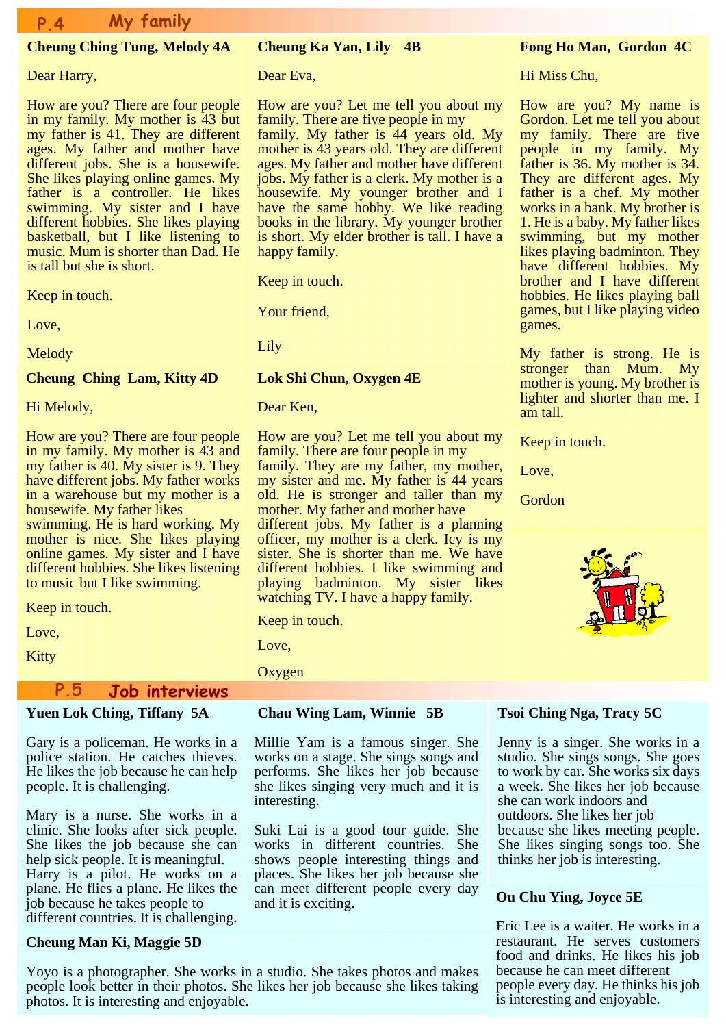# P.4 My family

### Cheung Ching Tung, Melody 4A

Dear Harry,

How are you? There are four people in my family. My mother is 43 but my father is 41. They are different ages. My father and mother have different jobs. She is a housewife. She likes playing online games. My father is a controller. He likes swimming. My sister and I have different hobbies. She likes playing basketball, but I like listening to music. Mum is shorter than Dad. He is tall but she is short.

Keep in touch.

Love,

Melody

### Cheung Ka Yan, Lily 4B

Dear Eva,

How are you? Let me tell you about my family. There are five people in my family. My father is 44 years old. My mother is 43 years old. They are different ages. My father and mother have different jobs. My father is a clerk. My mother is a housewife. My younger brother and I have the same hobby. We like reading books in the library. My younger brother is short. My elder brother is tall. I have a happy family.

Keep in touch.

Your friend,

Lily

### Fong Ho Man, Gordon 4C

Hi Miss Chu,

How are you? My name is Gordon. Let me tell you about my family. There are five people in my family. My father is 36. My mother is 34. They are different ages. My father is a chef. My mother works in a bank. My brother is 1. He is a baby. My father likes swimming, but my mother likes playing badminton. They have different hobbies. My brother and I have different hobbies. He likes playing ball games, but I like playing video games.

My father is strong. He is stronger than Mum. My mother is young. My brother is lighter and shorter than me. I am tall.

Keep in touch.

Love,

Gordon

### Cheung Ching Lam, Kitty 4D

Hi Melody,

How are you? There are four people in my family. My mother is 43 and my father is 40. My sister is 9. They have different jobs. My father works in a warehouse but my mother is a housewife. My father likes swimming. He is hard working. My mother is nice. She likes playing online games. My sister and I have different hobbies. She likes listening to music but I like swimming.

Keep in touch.

Love,

Kitty

### Lok Shi Chun, Oxygen 4E

Dear Ken,

How are you? Let me tell you about my family. There are four people in my family. They are my father, my mother, my sister and me. My father is 44 years old. He is stronger and taller than my mother. My father and mother have different jobs. My father is a planning officer, my mother is a clerk. Icy is my sister. She is shorter than me. We have different hobbies. I like swimming and playing badminton. My sister likes watching TV. I have a happy family.

Keep in touch.

Love,

Oxygen

# P.5 Job interviews

### Yuen Lok Ching, Tiffany 5A

Gary is a policeman. He works in a police station. He catches thieves. He likes the job because he can help people. It is challenging.

Mary is a nurse. She works in a clinic. She looks after sick people. She likes the job because she can help sick people. It is meaningful.
Harry is a pilot. He works on a plane. He flies a plane. He likes the job because he takes people to different countries. It is challenging.

### Chau Wing Lam, Winnie 5B

Millie Yam is a famous singer. She works on a stage. She sings songs and performs. She likes her job because she likes singing very much and it is interesting.

Suki Lai is a good tour guide. She works in different countries. She shows people interesting things and places. She likes her job because she can meet different people every day and it is exciting.

### Tsoi Ching Nga, Tracy 5C

Jenny is a singer. She works in a studio. She sings songs. She goes to work by car. She works six days a week. She likes her job because she can work indoors and outdoors. She likes her job because she likes meeting people. She likes singing songs too. She thinks her job is interesting.

### Cheung Man Ki, Maggie 5D

Yoyo is a photographer. She works in a studio. She takes photos and makes people look better in their photos. She likes her job because she likes taking photos. It is interesting and enjoyable.

### Ou Chu Ying, Joyce 5E

Eric Lee is a waiter. He works in a restaurant. He serves customers food and drinks. He likes his job because he can meet different people every day. He thinks his job is interesting and enjoyable.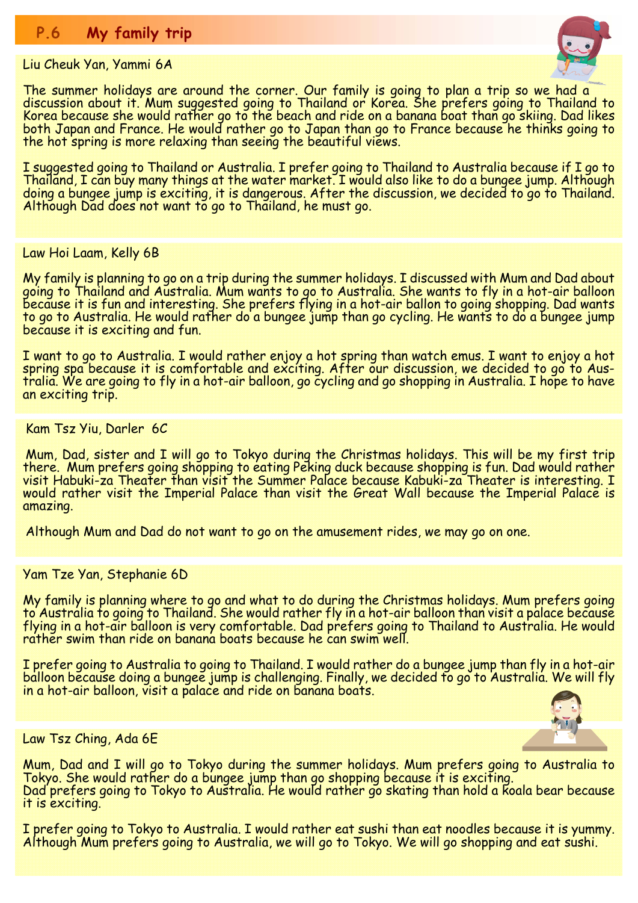## P.6 My family trip

Liu Cheuk Yan, Yammi 6A

The summer holidays are around the corner. Our family is going to plan a trip so we had a discussion about it. Mum suggested going to Thailand or Korea. She prefers going to Thailand to Korea because she would rather go to the beach and ride on a banana boat than go skiing. Dad likes both Japan and France. He would rather go to Japan than go to France because he thinks going to the hot spring is more relaxing than seeing the beautiful views.

I suggested going to Thailand or Australia. I prefer going to Thailand to Australia because if I go to Thailand, I can buy many things at the water market. I would also like to do a bungee jump. Although doing a bungee jump is exciting, it is dangerous. After the discussion, we decided to go to Thailand. Although Dad does not want to go to Thailand, he must go.

Law Hoi Laam, Kelly 6B

My family is planning to go on a trip during the summer holidays. I discussed with Mum and Dad about going to Thailand and Australia. Mum wants to go to Australia. She wants to fly in a hot-air balloon because it is fun and interesting. She prefers flying in a hot-air ballon to going shopping. Dad wants to go to Australia. He would rather do a bungee jump than go cycling. He wants to do a bungee jump because it is exciting and fun.

I want to go to Australia. I would rather enjoy a hot spring than watch emus. I want to enjoy a hot spring spa because it is comfortable and exciting. After our discussion, we decided to go to Australia. We are going to fly in a hot-air balloon, go cycling and go shopping in Australia. I hope to have an exciting trip.

Kam Tsz Yiu, Darler 6C

Mum, Dad, sister and I will go to Tokyo during the Christmas holidays. This will be my first trip there. Mum prefers going shopping to eating Peking duck because shopping is fun. Dad would rather visit Habuki-za Theater than visit the Summer Palace because Kabuki-za Theater is interesting. I would rather visit the Imperial Palace than visit the Great Wall because the Imperial Palace is amazing.

Although Mum and Dad do not want to go on the amusement rides, we may go on one.

Yam Tze Yan, Stephanie 6D

My family is planning where to go and what to do during the Christmas holidays. Mum prefers going to Australia to going to Thailand. She would rather fly in a hot-air balloon than visit a palace because flying in a hot-air balloon is very comfortable. Dad prefers going to Thailand to Australia. He would rather swim than ride on banana boats because he can swim well.

I prefer going to Australia to going to Thailand. I would rather do a bungee jump than fly in a hot-air balloon because doing a bungee jump is challenging. Finally, we decided to go to Australia. We will fly in a hot-air balloon, visit a palace and ride on banana boats.

Law Tsz Ching, Ada 6E

Mum, Dad and I will go to Tokyo during the summer holidays. Mum prefers going to Australia to Tokyo. She would rather do a bungee jump than go shopping because it is exciting.
Dad prefers going to Tokyo to Australia. He would rather go skating than hold a koala bear because it is exciting.

I prefer going to Tokyo to Australia. I would rather eat sushi than eat noodles because it is yummy. Although Mum prefers going to Australia, we will go to Tokyo. We will go shopping and eat sushi.